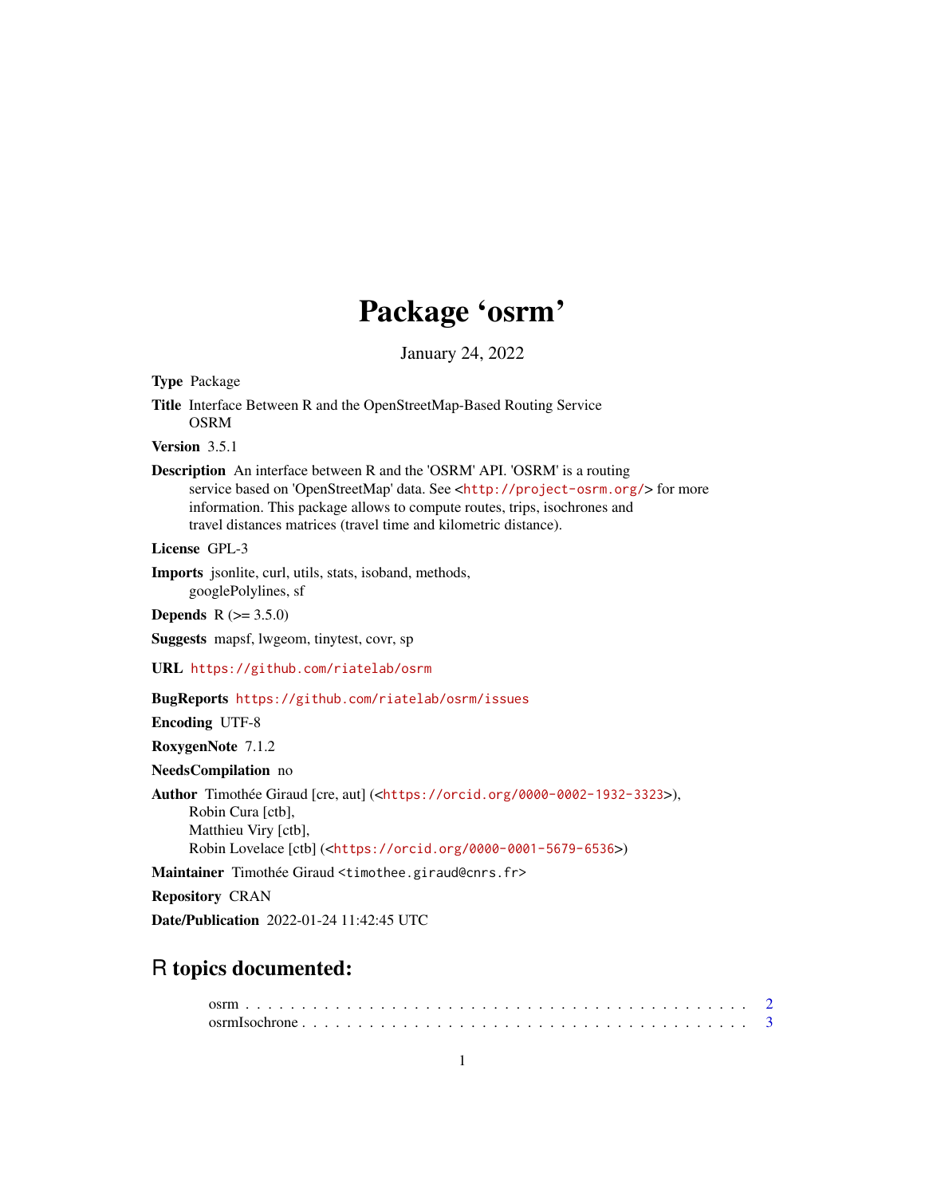# Package 'osrm'

January 24, 2022

**Type** Package

**Title** Interface Between R and the OpenStreetMap-Based Routing Service OSRM

**Version** 3.5.1

**Description** An interface between R and the 'OSRM' API. 'OSRM' is a routing service based on 'OpenStreetMap' data. See <http://project-osrm.org/> for more information. This package allows to compute routes, trips, isochrones and travel distances matrices (travel time and kilometric distance).

**License** GPL-3

**Imports** jsonlite, curl, utils, stats, isoband, methods, googlePolylines, sf

**Depends** R (>= 3.5.0)

**Suggests** mapsf, lwgeom, tinytest, covr, sp

**URL** https://github.com/riatelab/osrm

**BugReports** https://github.com/riatelab/osrm/issues

**Encoding** UTF-8

**RoxygenNote** 7.1.2

**NeedsCompilation** no

**Author** Timothée Giraud [cre, aut] (<https://orcid.org/0000-0002-1932-3323>),
Robin Cura [ctb],
Matthieu Viry [ctb],
Robin Lovelace [ctb] (<https://orcid.org/0000-0001-5679-6536>)

**Maintainer** Timothée Giraud <timothee.giraud@cnrs.fr>

**Repository** CRAN

**Date/Publication** 2022-01-24 11:42:45 UTC

## R topics documented:

osrm . . . . . . . . . . . . . . . . . . . . . . . . . . . . . . . . . . . . . . . . . . . . 2
osrmIsochrone . . . . . . . . . . . . . . . . . . . . . . . . . . . . . . . . . . . . . . . 3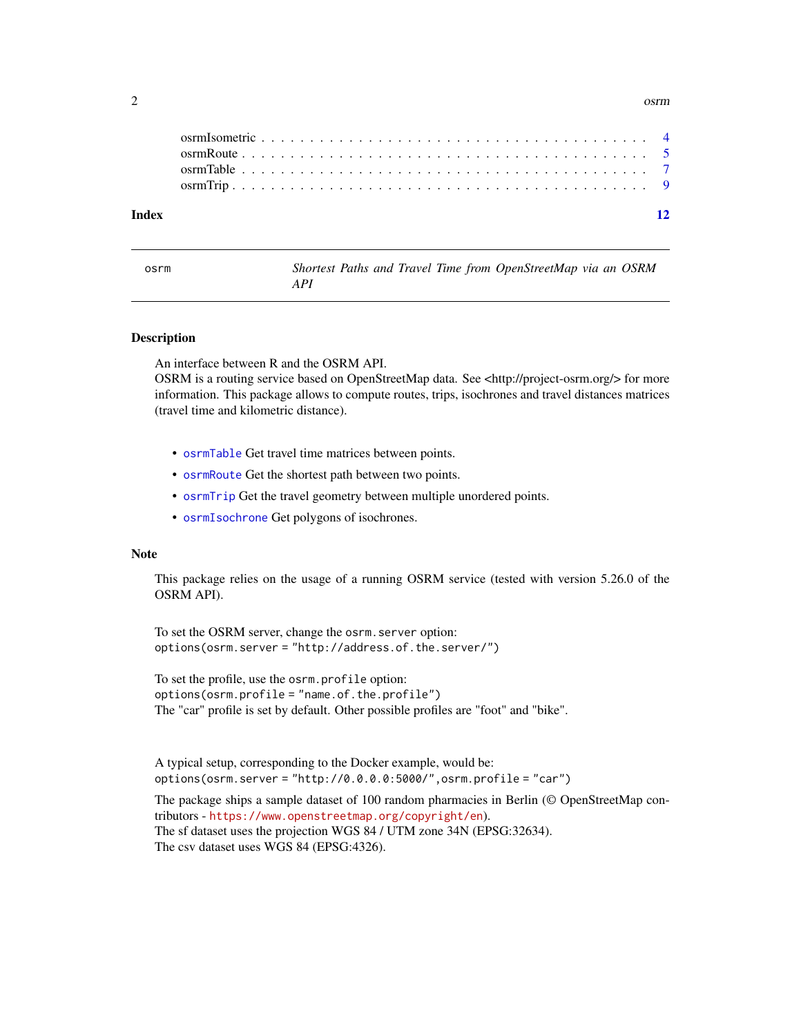osrmIsometric . . . . . . . . . . . . . . . . . . . . . . . . . . . . . . . . . . . . 4
osrmRoute . . . . . . . . . . . . . . . . . . . . . . . . . . . . . . . . . . . . . . 5
osrmTable . . . . . . . . . . . . . . . . . . . . . . . . . . . . . . . . . . . . . . 7
osrmTrip . . . . . . . . . . . . . . . . . . . . . . . . . . . . . . . . . . . . . . . 9

**Index** 12

---

`osrm` *Shortest Paths and Travel Time from OpenStreetMap via an OSRM API*

---

## Description

An interface between R and the OSRM API.
OSRM is a routing service based on OpenStreetMap data. See <http://project-osrm.org/> for more information. This package allows to compute routes, trips, isochrones and travel distances matrices (travel time and kilometric distance).

- `osrmTable` Get travel time matrices between points.
- `osrmRoute` Get the shortest path between two points.
- `osrmTrip` Get the travel geometry between multiple unordered points.
- `osrmIsochrone` Get polygons of isochrones.

## Note

This package relies on the usage of a running OSRM service (tested with version 5.26.0 of the OSRM API).

To set the OSRM server, change the `osrm.server` option:
`options(osrm.server = "http://address.of.the.server/")`

To set the profile, use the `osrm.profile` option:
`options(osrm.profile = "name.of.the.profile")`
The "car" profile is set by default. Other possible profiles are "foot" and "bike".

A typical setup, corresponding to the Docker example, would be:
`options(osrm.server = "http://0.0.0.0:5000/", osrm.profile = "car")`

The package ships a sample dataset of 100 random pharmacies in Berlin (© OpenStreetMap contributors - https://www.openstreetmap.org/copyright/en).
The sf dataset uses the projection WGS 84 / UTM zone 34N (EPSG:32634).
The csv dataset uses WGS 84 (EPSG:4326).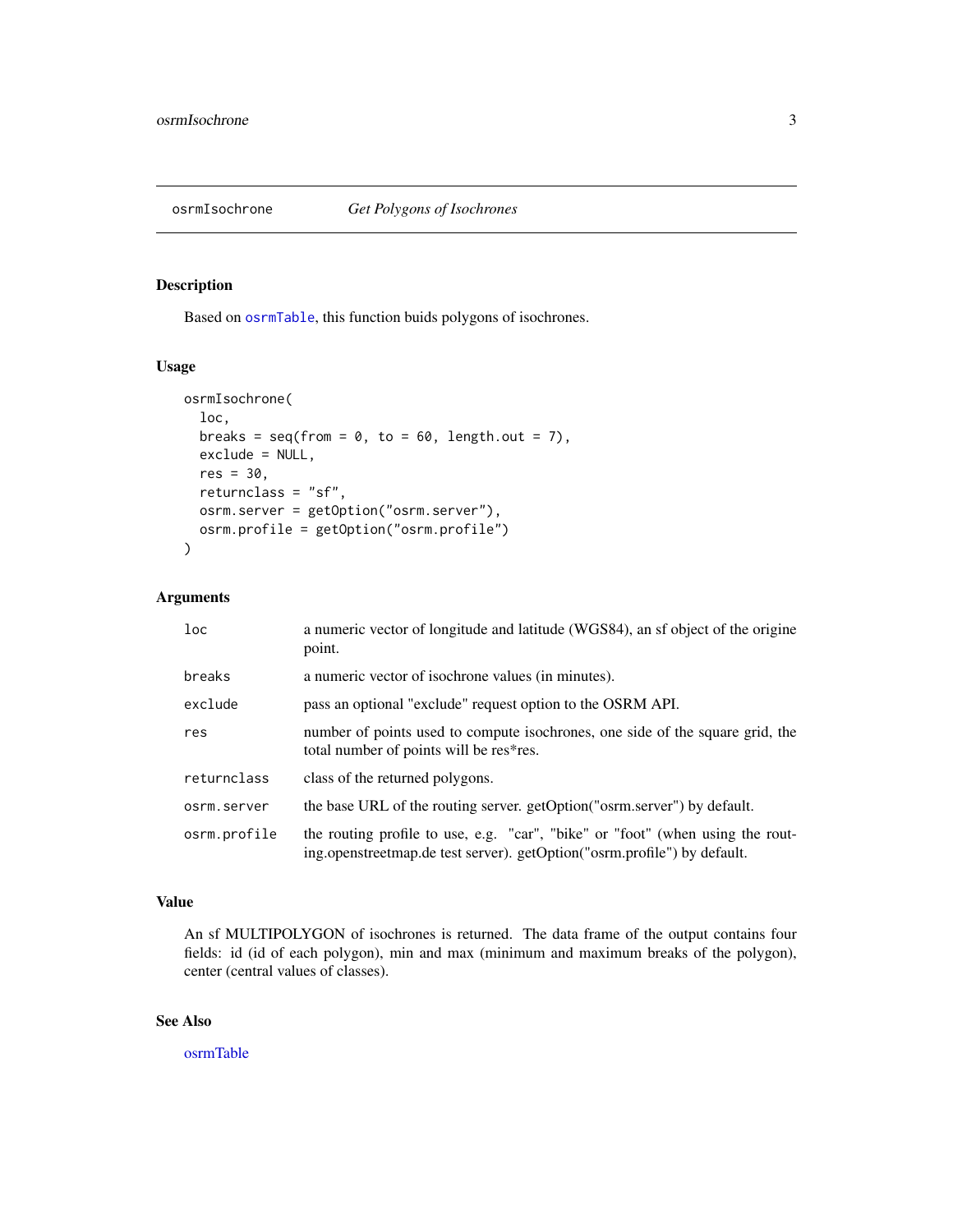# osrmIsochrone — *Get Polygons of Isochrones*

## Description

Based on osrmTable, this function buids polygons of isochrones.

## Usage

```
osrmIsochrone(
  loc,
  breaks = seq(from = 0, to = 60, length.out = 7),
  exclude = NULL,
  res = 30,
  returnclass = "sf",
  osrm.server = getOption("osrm.server"),
  osrm.profile = getOption("osrm.profile")
)
```

## Arguments

| | |
|---|---|
| `loc` | a numeric vector of longitude and latitude (WGS84), an sf object of the origine point. |
| `breaks` | a numeric vector of isochrone values (in minutes). |
| `exclude` | pass an optional "exclude" request option to the OSRM API. |
| `res` | number of points used to compute isochrones, one side of the square grid, the total number of points will be res*res. |
| `returnclass` | class of the returned polygons. |
| `osrm.server` | the base URL of the routing server. getOption("osrm.server") by default. |
| `osrm.profile` | the routing profile to use, e.g. "car", "bike" or "foot" (when using the routing.openstreetmap.de test server). getOption("osrm.profile") by default. |

## Value

An sf MULTIPOLYGON of isochrones is returned. The data frame of the output contains four fields: id (id of each polygon), min and max (minimum and maximum breaks of the polygon), center (central values of classes).

## See Also

osrmTable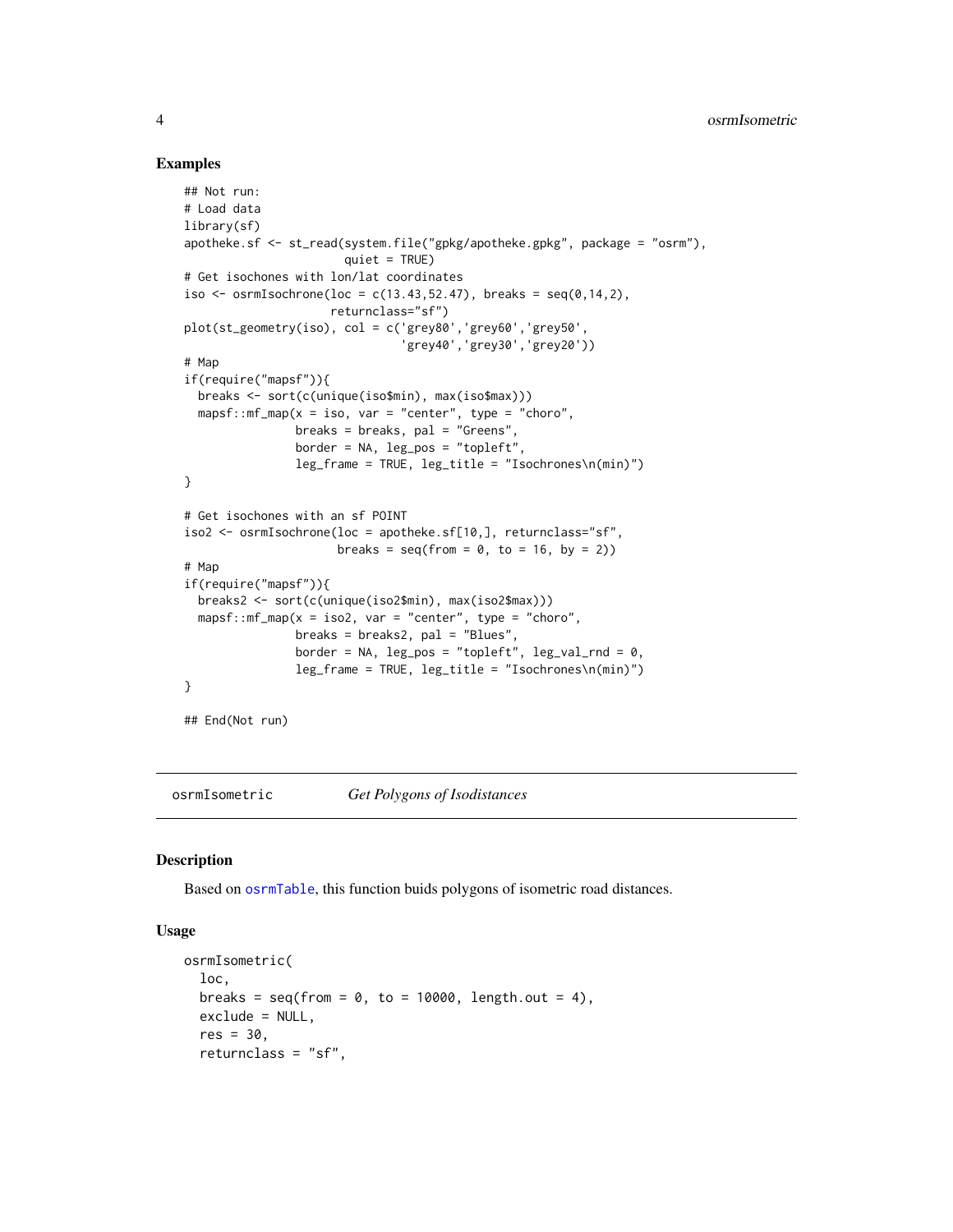## Examples

```
## Not run:
# Load data
library(sf)
apotheke.sf <- st_read(system.file("gpkg/apotheke.gpkg", package = "osrm"),
                       quiet = TRUE)
# Get isochones with lon/lat coordinates
iso <- osrmIsochrone(loc = c(13.43,52.47), breaks = seq(0,14,2),
                     returnclass="sf")
plot(st_geometry(iso), col = c('grey80','grey60','grey50',
                               'grey40','grey30','grey20'))
# Map
if(require("mapsf")){
  breaks <- sort(c(unique(iso$min), max(iso$max)))
  mapsf::mf_map(x = iso, var = "center", type = "choro",
                breaks = breaks, pal = "Greens",
                border = NA, leg_pos = "topleft",
                leg_frame = TRUE, leg_title = "Isochrones\n(min)")
}

# Get isochones with an sf POINT
iso2 <- osrmIsochrone(loc = apotheke.sf[10,], returnclass="sf",
                      breaks = seq(from = 0, to = 16, by = 2))
# Map
if(require("mapsf")){
  breaks2 <- sort(c(unique(iso2$min), max(iso2$max)))
  mapsf::mf_map(x = iso2, var = "center", type = "choro",
                breaks = breaks2, pal = "Blues",
                border = NA, leg_pos = "topleft", leg_val_rnd = 0,
                leg_frame = TRUE, leg_title = "Isochrones\n(min)")
}

## End(Not run)
```

---

# osrmIsometric &nbsp;&nbsp;&nbsp; *Get Polygons of Isodistances*

---

## Description

Based on osrmTable, this function buids polygons of isometric road distances.

## Usage

```
osrmIsometric(
  loc,
  breaks = seq(from = 0, to = 10000, length.out = 4),
  exclude = NULL,
  res = 30,
  returnclass = "sf",
```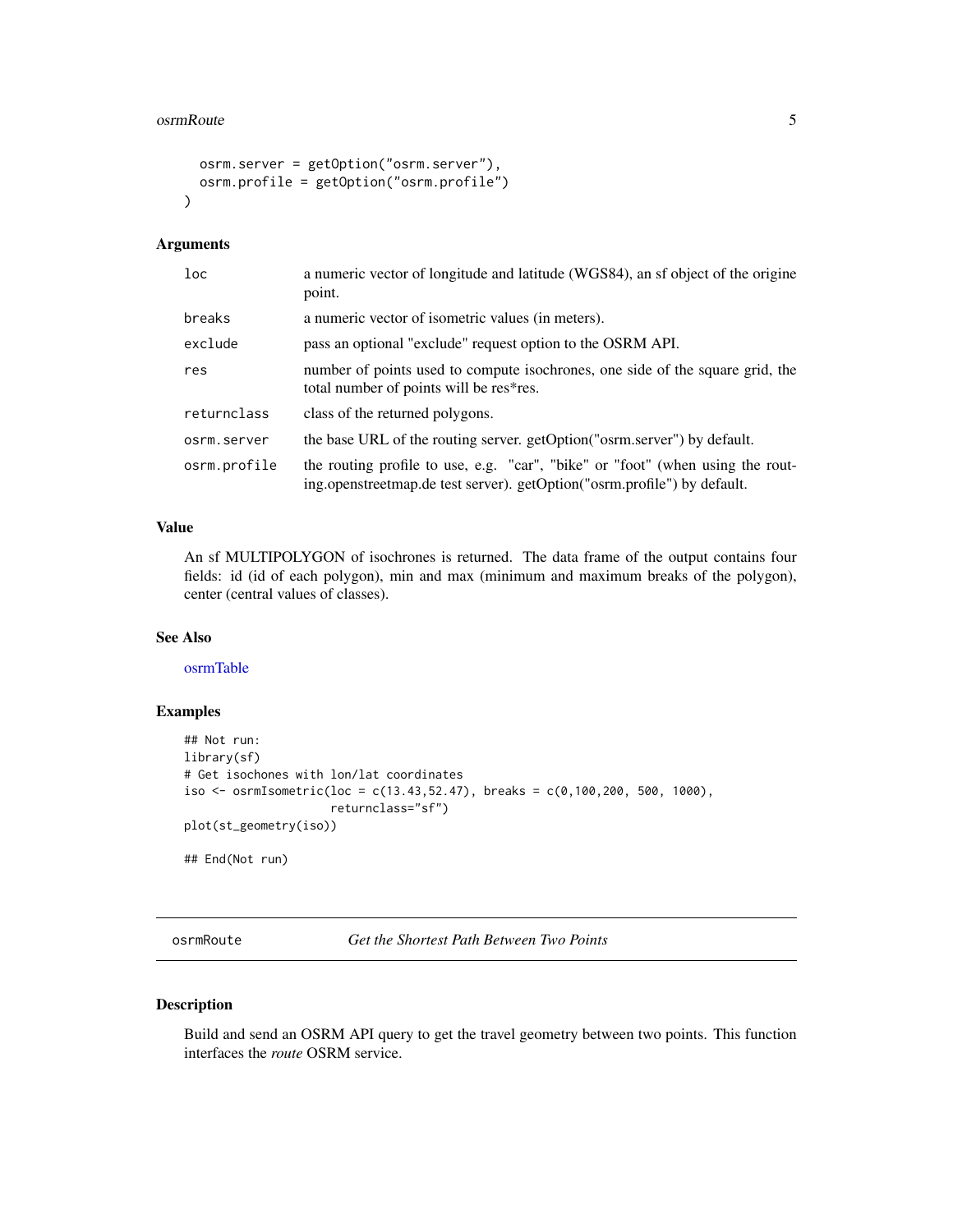```
  osrm.server = getOption("osrm.server"),
  osrm.profile = getOption("osrm.profile")
)
```

### Arguments

| | |
|---|---|
| loc | a numeric vector of longitude and latitude (WGS84), an sf object of the origine point. |
| breaks | a numeric vector of isometric values (in meters). |
| exclude | pass an optional "exclude" request option to the OSRM API. |
| res | number of points used to compute isochrones, one side of the square grid, the total number of points will be res*res. |
| returnclass | class of the returned polygons. |
| osrm.server | the base URL of the routing server. getOption("osrm.server") by default. |
| osrm.profile | the routing profile to use, e.g. "car", "bike" or "foot" (when using the routing.openstreetmap.de test server). getOption("osrm.profile") by default. |

### Value

An sf MULTIPOLYGON of isochrones is returned. The data frame of the output contains four fields: id (id of each polygon), min and max (minimum and maximum breaks of the polygon), center (central values of classes).

### See Also

osrmTable

### Examples

```
## Not run:
library(sf)
# Get isochones with lon/lat coordinates
iso <- osrmIsometric(loc = c(13.43,52.47), breaks = c(0,100,200, 500, 1000),
                     returnclass="sf")
plot(st_geometry(iso))

## End(Not run)
```

## osrmRoute — *Get the Shortest Path Between Two Points*

### Description

Build and send an OSRM API query to get the travel geometry between two points. This function interfaces the *route* OSRM service.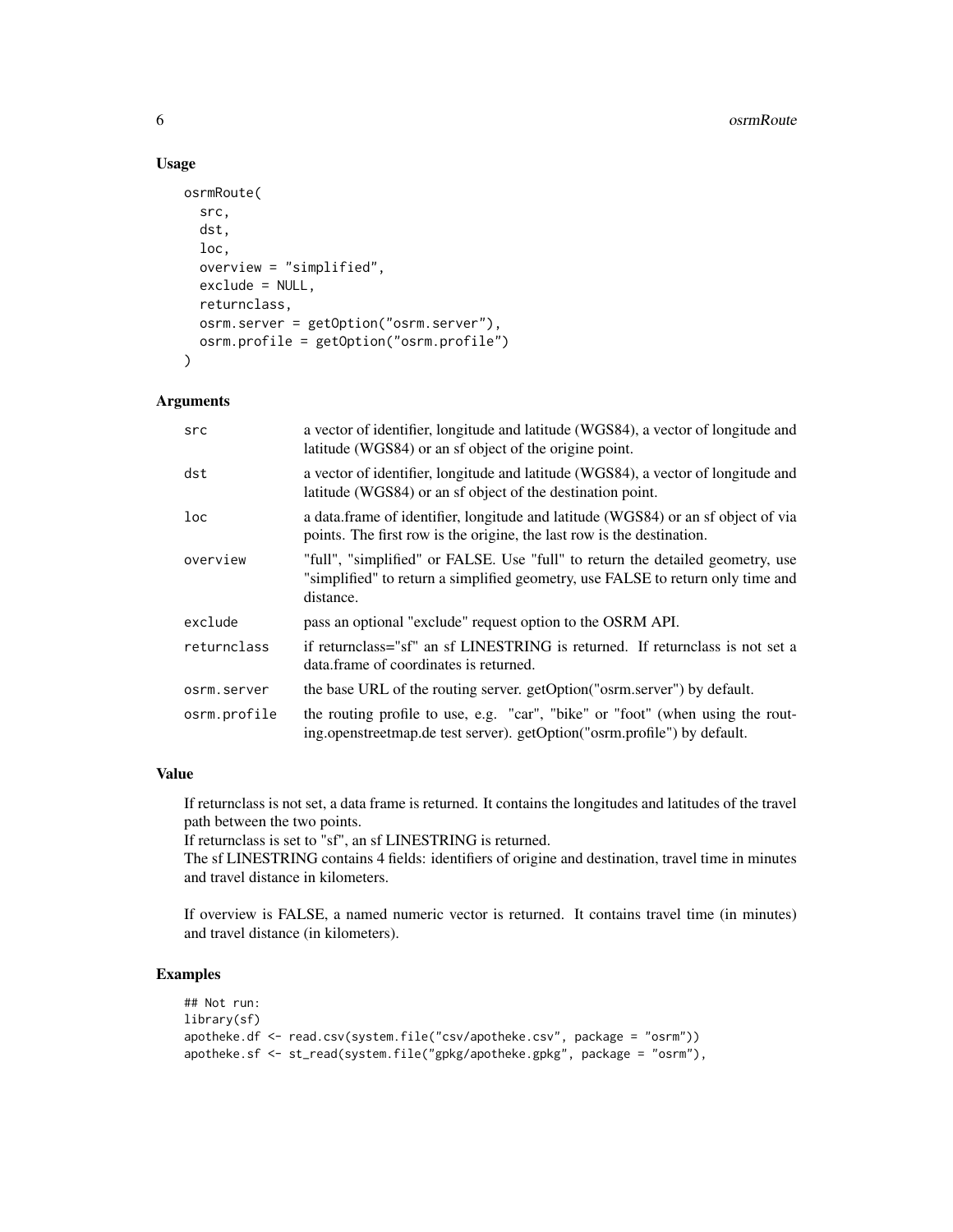## Usage

```
osrmRoute(
  src,
  dst,
  loc,
  overview = "simplified",
  exclude = NULL,
  returnclass,
  osrm.server = getOption("osrm.server"),
  osrm.profile = getOption("osrm.profile")
)
```

## Arguments

| | |
|---|---|
| src | a vector of identifier, longitude and latitude (WGS84), a vector of longitude and latitude (WGS84) or an sf object of the origine point. |
| dst | a vector of identifier, longitude and latitude (WGS84), a vector of longitude and latitude (WGS84) or an sf object of the destination point. |
| loc | a data.frame of identifier, longitude and latitude (WGS84) or an sf object of via points. The first row is the origine, the last row is the destination. |
| overview | "full", "simplified" or FALSE. Use "full" to return the detailed geometry, use "simplified" to return a simplified geometry, use FALSE to return only time and distance. |
| exclude | pass an optional "exclude" request option to the OSRM API. |
| returnclass | if returnclass="sf" an sf LINESTRING is returned. If returnclass is not set a data.frame of coordinates is returned. |
| osrm.server | the base URL of the routing server. getOption("osrm.server") by default. |
| osrm.profile | the routing profile to use, e.g. "car", "bike" or "foot" (when using the routing.openstreetmap.de test server). getOption("osrm.profile") by default. |

## Value

If returnclass is not set, a data frame is returned. It contains the longitudes and latitudes of the travel path between the two points.
If returnclass is set to "sf", an sf LINESTRING is returned.
The sf LINESTRING contains 4 fields: identifiers of origine and destination, travel time in minutes and travel distance in kilometers.

If overview is FALSE, a named numeric vector is returned. It contains travel time (in minutes) and travel distance (in kilometers).

## Examples

```
## Not run:
library(sf)
apotheke.df <- read.csv(system.file("csv/apotheke.csv", package = "osrm"))
apotheke.sf <- st_read(system.file("gpkg/apotheke.gpkg", package = "osrm"),
```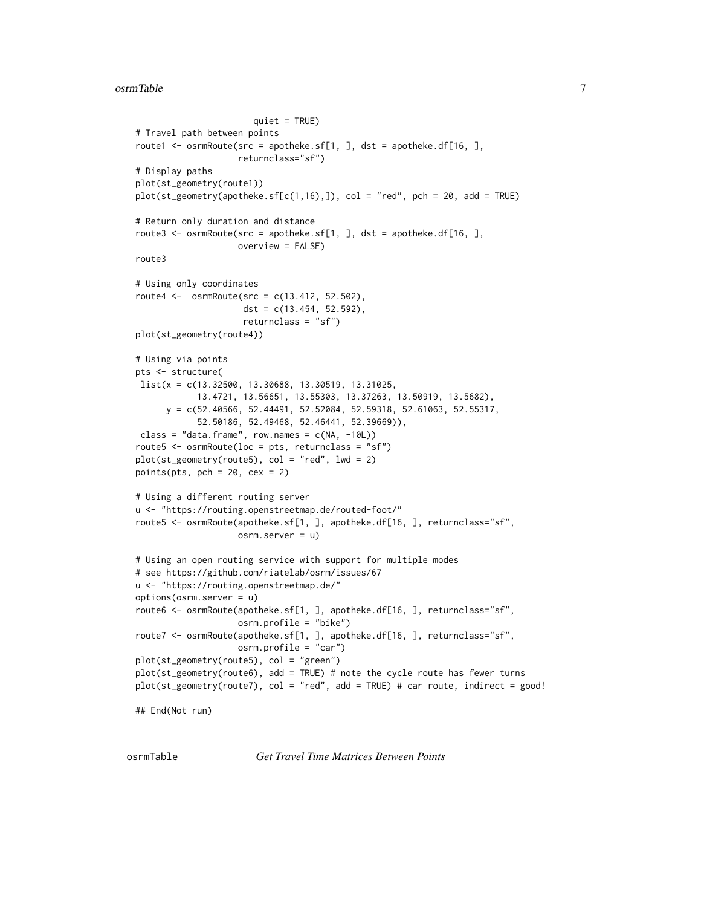```
                     quiet = TRUE)
# Travel path between points
route1 <- osrmRoute(src = apotheke.sf[1, ], dst = apotheke.df[16, ],
                    returnclass="sf")
# Display paths
plot(st_geometry(route1))
plot(st_geometry(apotheke.sf[c(1,16),]), col = "red", pch = 20, add = TRUE)

# Return only duration and distance
route3 <- osrmRoute(src = apotheke.sf[1, ], dst = apotheke.df[16, ],
                    overview = FALSE)
route3

# Using only coordinates
route4 <-  osrmRoute(src = c(13.412, 52.502),
                     dst = c(13.454, 52.592),
                     returnclass = "sf")
plot(st_geometry(route4))

# Using via points
pts <- structure(
 list(x = c(13.32500, 13.30688, 13.30519, 13.31025,
            13.4721, 13.56651, 13.55303, 13.37263, 13.50919, 13.5682),
      y = c(52.40566, 52.44491, 52.52084, 52.59318, 52.61063, 52.55317,
            52.50186, 52.49468, 52.46441, 52.39669)),
 class = "data.frame", row.names = c(NA, -10L))
route5 <- osrmRoute(loc = pts, returnclass = "sf")
plot(st_geometry(route5), col = "red", lwd = 2)
points(pts, pch = 20, cex = 2)

# Using a different routing server
u <- "https://routing.openstreetmap.de/routed-foot/"
route5 <- osrmRoute(apotheke.sf[1, ], apotheke.df[16, ], returnclass="sf",
                    osrm.server = u)

# Using an open routing service with support for multiple modes
# see https://github.com/riatelab/osrm/issues/67
u <- "https://routing.openstreetmap.de/"
options(osrm.server = u)
route6 <- osrmRoute(apotheke.sf[1, ], apotheke.df[16, ], returnclass="sf",
                    osrm.profile = "bike")
route7 <- osrmRoute(apotheke.sf[1, ], apotheke.df[16, ], returnclass="sf",
                    osrm.profile = "car")
plot(st_geometry(route5), col = "green")
plot(st_geometry(route6), add = TRUE) # note the cycle route has fewer turns
plot(st_geometry(route7), col = "red", add = TRUE) # car route, indirect = good!

## End(Not run)
```

## osrmTable    *Get Travel Time Matrices Between Points*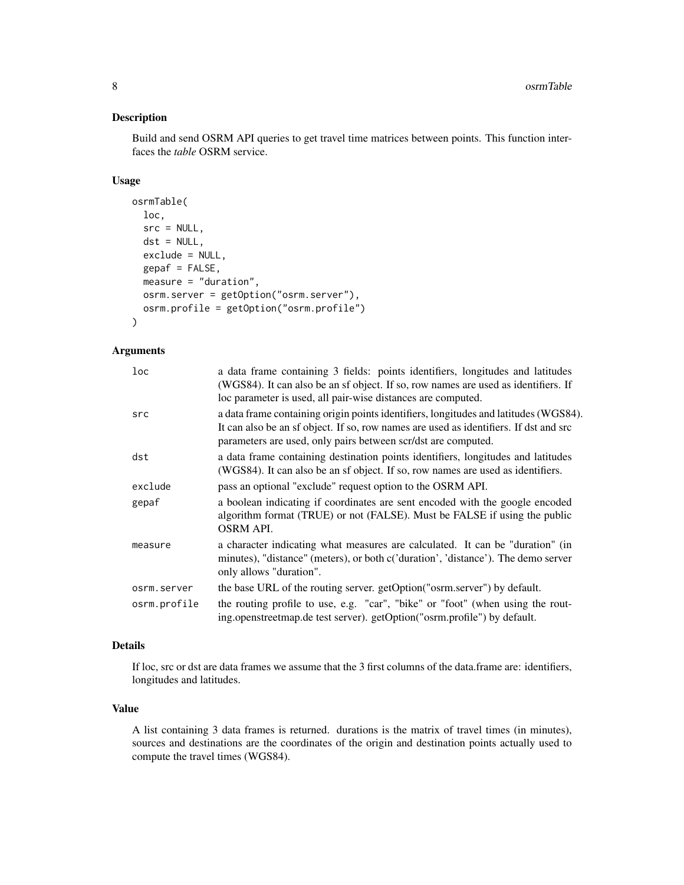## Description

Build and send OSRM API queries to get travel time matrices between points. This function interfaces the *table* OSRM service.

## Usage

```
osrmTable(
  loc,
  src = NULL,
  dst = NULL,
  exclude = NULL,
  gepaf = FALSE,
  measure = "duration",
  osrm.server = getOption("osrm.server"),
  osrm.profile = getOption("osrm.profile")
)
```

## Arguments

| | |
|---|---|
| loc | a data frame containing 3 fields: points identifiers, longitudes and latitudes (WGS84). It can also be an sf object. If so, row names are used as identifiers. If loc parameter is used, all pair-wise distances are computed. |
| src | a data frame containing origin points identifiers, longitudes and latitudes (WGS84). It can also be an sf object. If so, row names are used as identifiers. If dst and src parameters are used, only pairs between scr/dst are computed. |
| dst | a data frame containing destination points identifiers, longitudes and latitudes (WGS84). It can also be an sf object. If so, row names are used as identifiers. |
| exclude | pass an optional "exclude" request option to the OSRM API. |
| gepaf | a boolean indicating if coordinates are sent encoded with the google encoded algorithm format (TRUE) or not (FALSE). Must be FALSE if using the public OSRM API. |
| measure | a character indicating what measures are calculated. It can be "duration" (in minutes), "distance" (meters), or both c('duration', 'distance'). The demo server only allows "duration". |
| osrm.server | the base URL of the routing server. getOption("osrm.server") by default. |
| osrm.profile | the routing profile to use, e.g. "car", "bike" or "foot" (when using the routing.openstreetmap.de test server). getOption("osrm.profile") by default. |

## Details

If loc, src or dst are data frames we assume that the 3 first columns of the data.frame are: identifiers, longitudes and latitudes.

## Value

A list containing 3 data frames is returned. durations is the matrix of travel times (in minutes), sources and destinations are the coordinates of the origin and destination points actually used to compute the travel times (WGS84).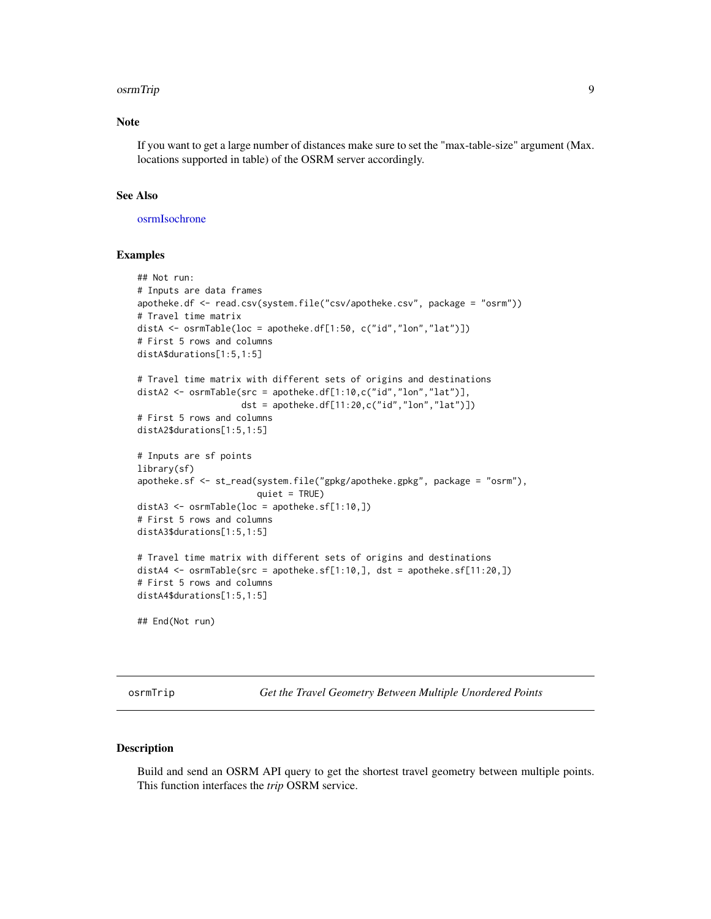## Note

If you want to get a large number of distances make sure to set the "max-table-size" argument (Max. locations supported in table) of the OSRM server accordingly.

## See Also

osrmIsochrone

## Examples

```
## Not run:
# Inputs are data frames
apotheke.df <- read.csv(system.file("csv/apotheke.csv", package = "osrm"))
# Travel time matrix
distA <- osrmTable(loc = apotheke.df[1:50, c("id","lon","lat")])
# First 5 rows and columns
distA$durations[1:5,1:5]

# Travel time matrix with different sets of origins and destinations
distA2 <- osrmTable(src = apotheke.df[1:10,c("id","lon","lat")],
                    dst = apotheke.df[11:20,c("id","lon","lat")])
# First 5 rows and columns
distA2$durations[1:5,1:5]

# Inputs are sf points
library(sf)
apotheke.sf <- st_read(system.file("gpkg/apotheke.gpkg", package = "osrm"),
                       quiet = TRUE)
distA3 <- osrmTable(loc = apotheke.sf[1:10,])
# First 5 rows and columns
distA3$durations[1:5,1:5]

# Travel time matrix with different sets of origins and destinations
distA4 <- osrmTable(src = apotheke.sf[1:10,], dst = apotheke.sf[11:20,])
# First 5 rows and columns
distA4$durations[1:5,1:5]

## End(Not run)
```

---

# osrmTrip — *Get the Travel Geometry Between Multiple Unordered Points*

## Description

Build and send an OSRM API query to get the shortest travel geometry between multiple points. This function interfaces the *trip* OSRM service.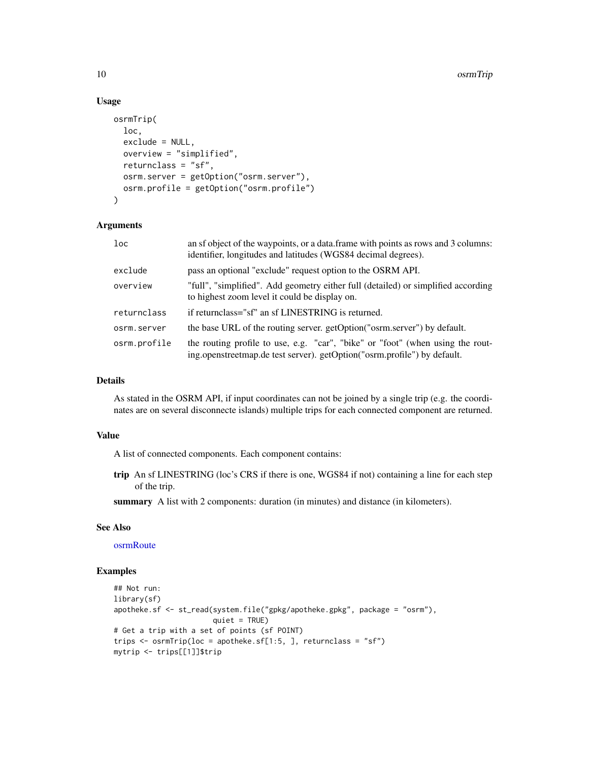## Usage

```
osrmTrip(
  loc,
  exclude = NULL,
  overview = "simplified",
  returnclass = "sf",
  osrm.server = getOption("osrm.server"),
  osrm.profile = getOption("osrm.profile")
)
```

## Arguments

| | |
|---|---|
| loc | an sf object of the waypoints, or a data.frame with points as rows and 3 columns: identifier, longitudes and latitudes (WGS84 decimal degrees). |
| exclude | pass an optional "exclude" request option to the OSRM API. |
| overview | "full", "simplified". Add geometry either full (detailed) or simplified according to highest zoom level it could be display on. |
| returnclass | if returnclass="sf" an sf LINESTRING is returned. |
| osrm.server | the base URL of the routing server. getOption("osrm.server") by default. |
| osrm.profile | the routing profile to use, e.g. "car", "bike" or "foot" (when using the routing.openstreetmap.de test server). getOption("osrm.profile") by default. |

## Details

As stated in the OSRM API, if input coordinates can not be joined by a single trip (e.g. the coordinates are on several disconnecte islands) multiple trips for each connected component are returned.

## Value

A list of connected components. Each component contains:

**trip** An sf LINESTRING (loc's CRS if there is one, WGS84 if not) containing a line for each step of the trip.

**summary** A list with 2 components: duration (in minutes) and distance (in kilometers).

## See Also

osrmRoute

## Examples

```
## Not run:
library(sf)
apotheke.sf <- st_read(system.file("gpkg/apotheke.gpkg", package = "osrm"),
                       quiet = TRUE)
# Get a trip with a set of points (sf POINT)
trips <- osrmTrip(loc = apotheke.sf[1:5, ], returnclass = "sf")
mytrip <- trips[[1]]$trip
```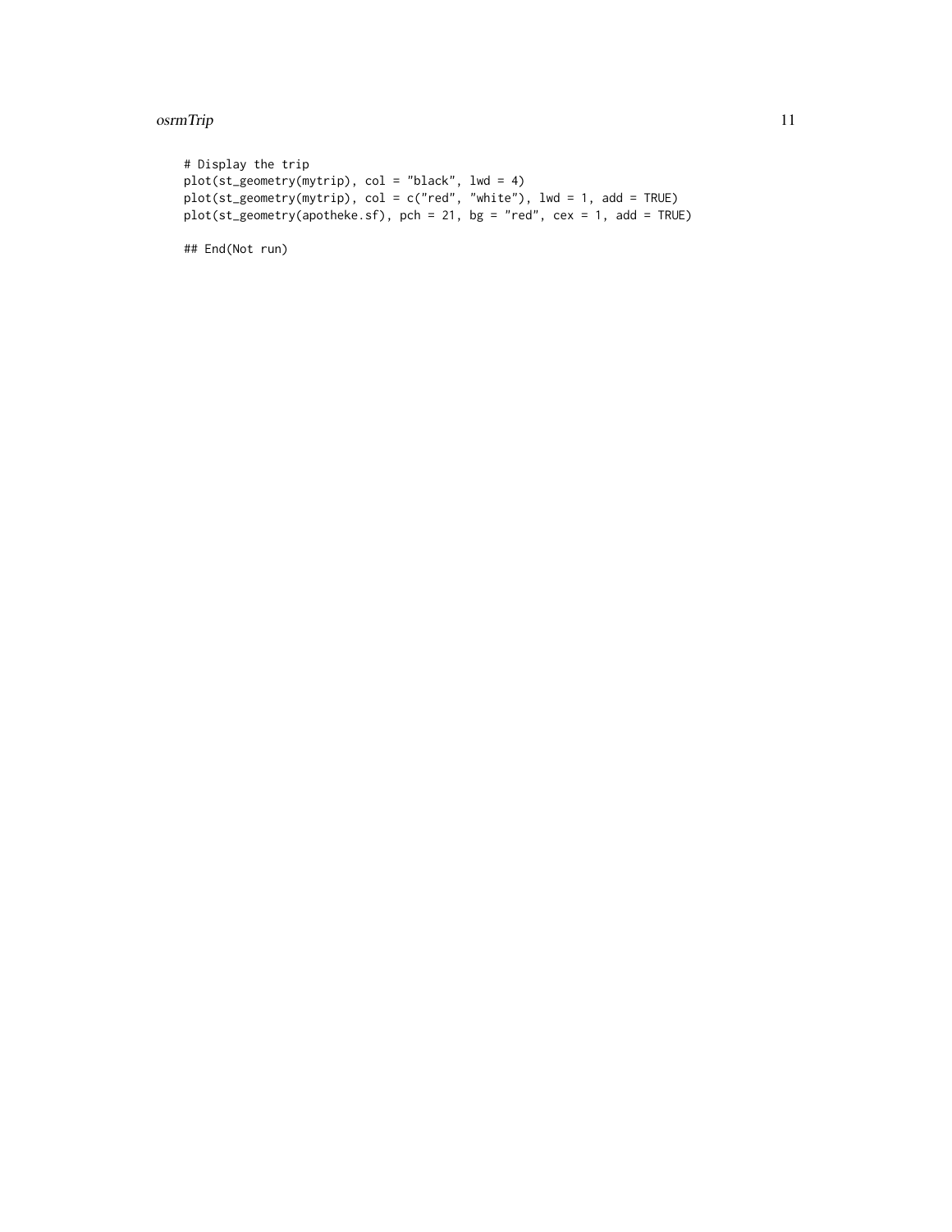```
# Display the trip
plot(st_geometry(mytrip), col = "black", lwd = 4)
plot(st_geometry(mytrip), col = c("red", "white"), lwd = 1, add = TRUE)
plot(st_geometry(apotheke.sf), pch = 21, bg = "red", cex = 1, add = TRUE)

## End(Not run)
```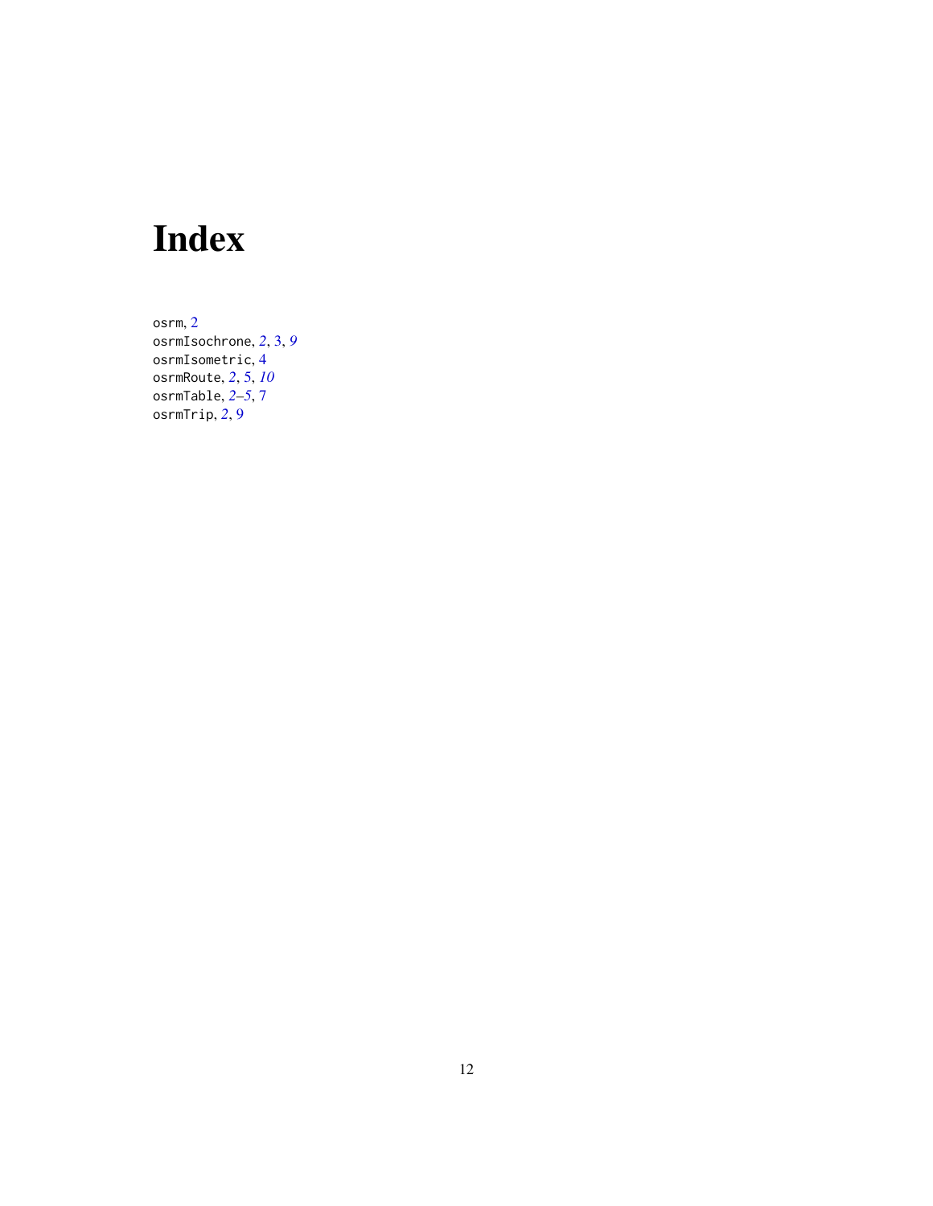# Index

osrm, 2
osrmIsochrone, *2*, 3, *9*
osrmIsometric, 4
osrmRoute, *2*, 5, *10*
osrmTable, *2–5*, 7
osrmTrip, *2*, 9